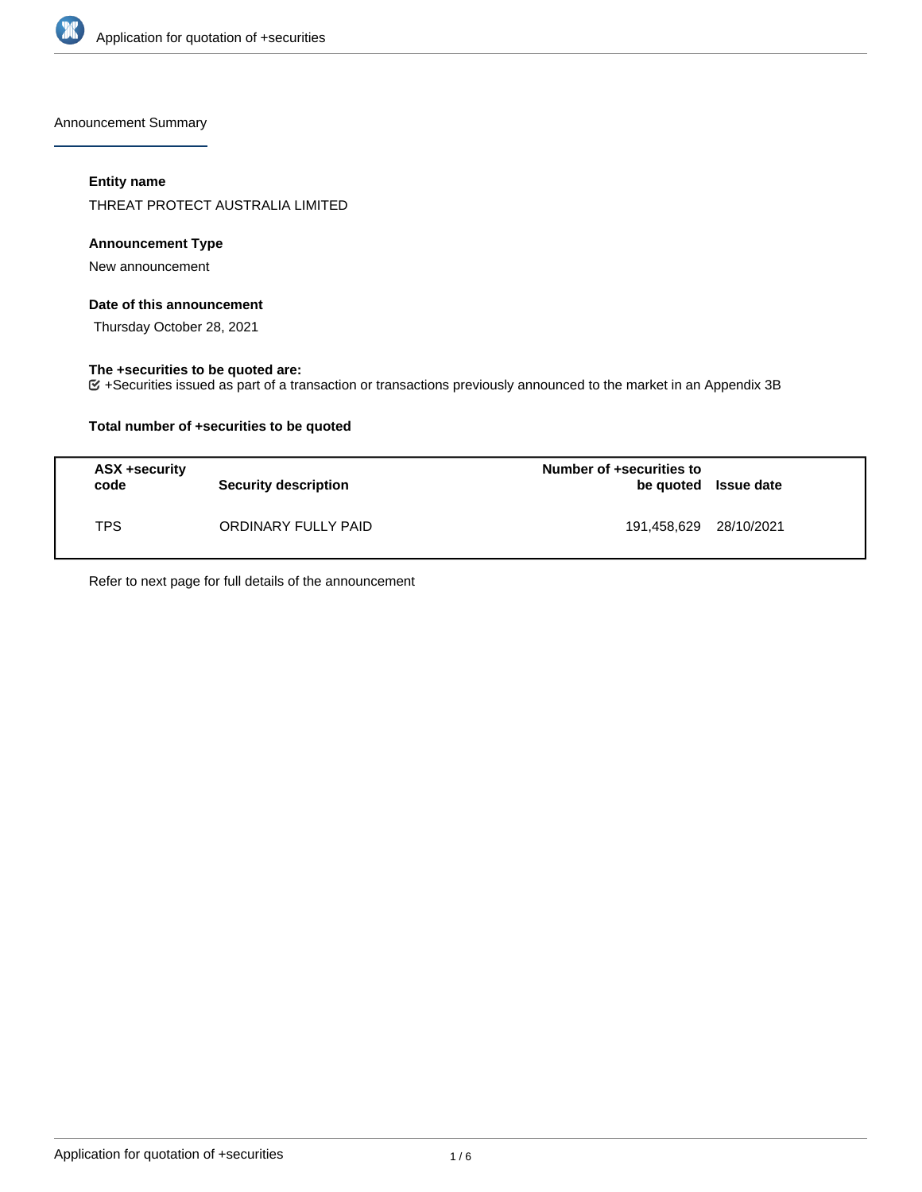Announcement Summary

**Entity name**

THREAT PROTECT AUSTRALIA LIMITED

**Announcement Type**

New announcement

**Date of this announcement**

Thursday October 28, 2021

**The +securities to be quoted are:**

+Securities issued as part of a transaction or transactions previously announced to the market in an Appendix 3B

**Total number of +securities to be quoted**

| ASX +security code | Security description | Number of +securities to be quoted | Issue date |
| --- | --- | --- | --- |
| TPS | ORDINARY FULLY PAID | 191,458,629 | 28/10/2021 |

Refer to next page for full details of the announcement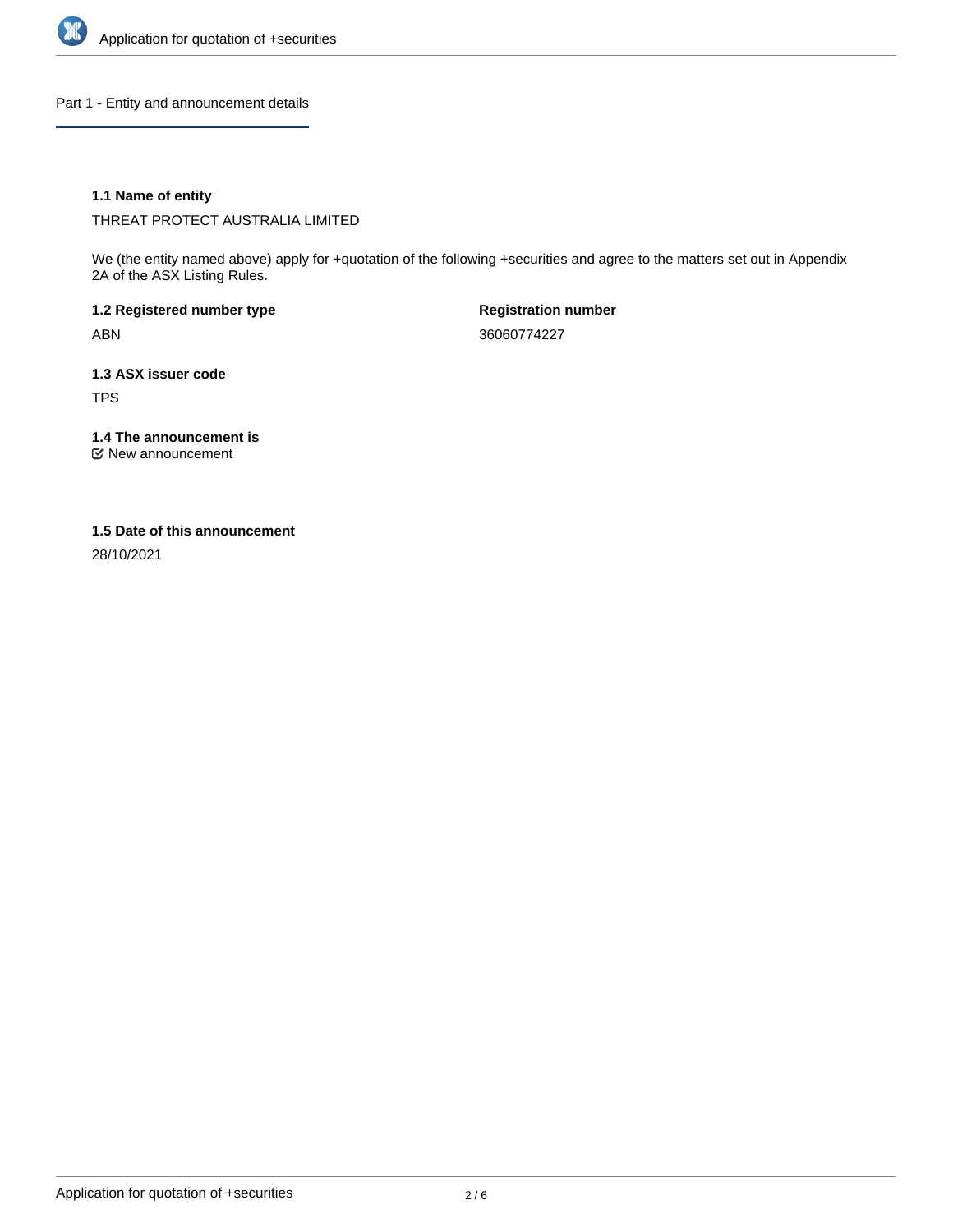## Part 1 - Entity and announcement details

### 1.1 Name of entity

THREAT PROTECT AUSTRALIA LIMITED

We (the entity named above) apply for +quotation of the following +securities and agree to the matters set out in Appendix 2A of the ASX Listing Rules.

**1.2 Registered number type**

ABN

**Registration number**

36060774227

### 1.3 ASX issuer code

TPS

### 1.4 The announcement is

☑ New announcement

### 1.5 Date of this announcement

28/10/2021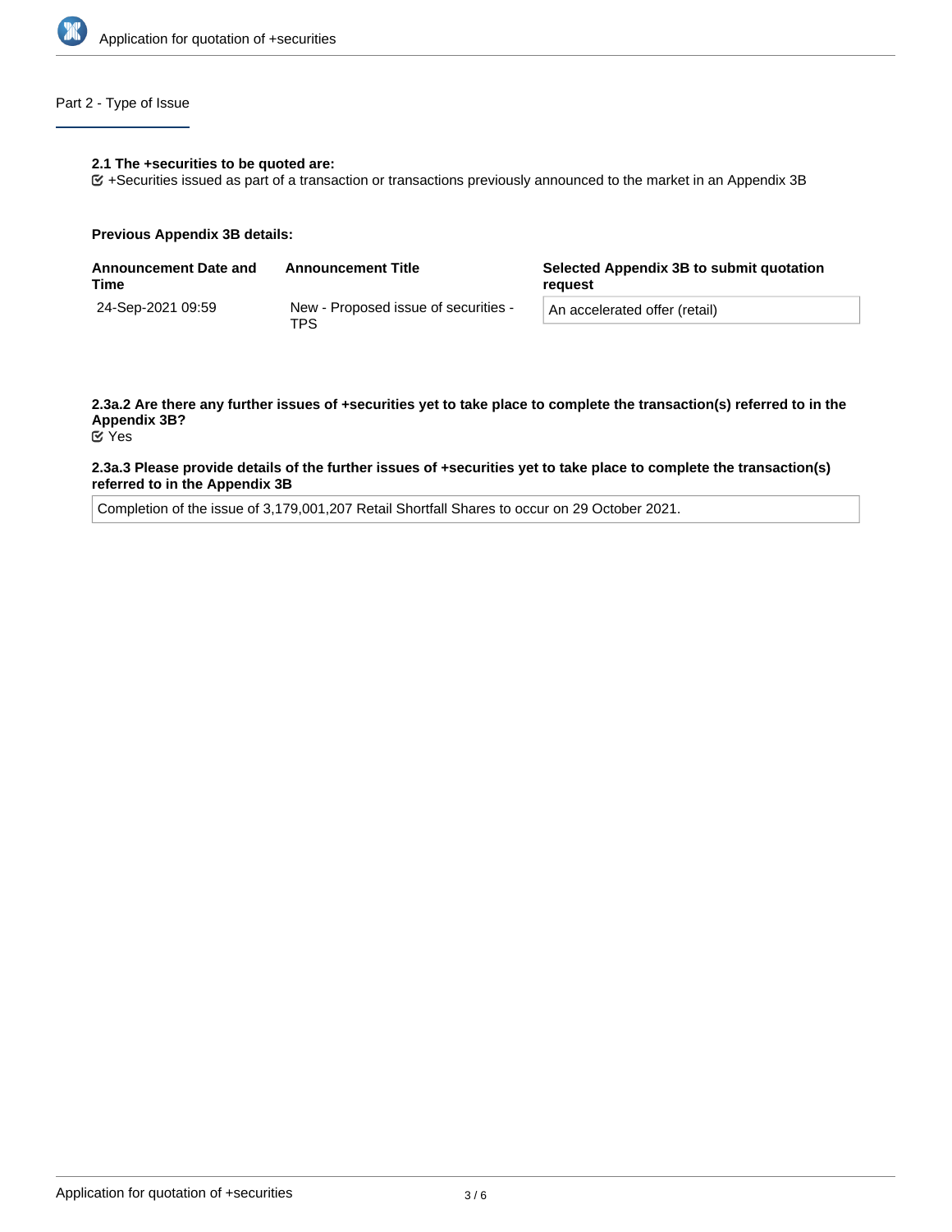## Part 2 - Type of Issue

**2.1 The +securities to be quoted are:**

+Securities issued as part of a transaction or transactions previously announced to the market in an Appendix 3B

**Previous Appendix 3B details:**

| Announcement Date and Time | Announcement Title | Selected Appendix 3B to submit quotation request |
| --- | --- | --- |
| 24-Sep-2021 09:59 | New - Proposed issue of securities - TPS | An accelerated offer (retail) |

**2.3a.2 Are there any further issues of +securities yet to take place to complete the transaction(s) referred to in the Appendix 3B?**

Yes

**2.3a.3 Please provide details of the further issues of +securities yet to take place to complete the transaction(s) referred to in the Appendix 3B**

Completion of the issue of 3,179,001,207 Retail Shortfall Shares to occur on 29 October 2021.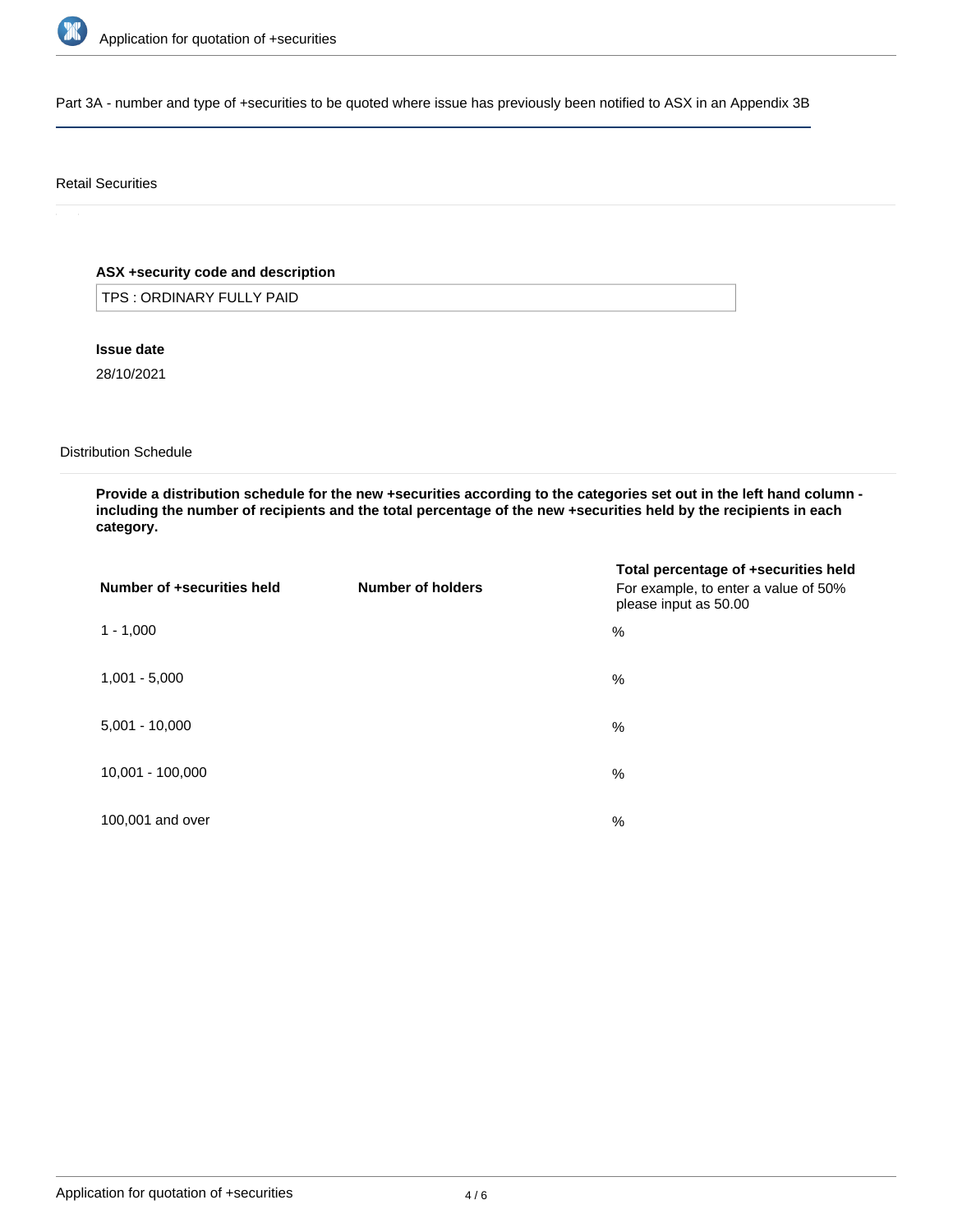Part 3A - number and type of +securities to be quoted where issue has previously been notified to ASX in an Appendix 3B

Retail Securities

**ASX +security code and description**

TPS : ORDINARY FULLY PAID

**Issue date**

28/10/2021

Distribution Schedule

**Provide a distribution schedule for the new +securities according to the categories set out in the left hand column - including the number of recipients and the total percentage of the new +securities held by the recipients in each category.**

| Number of +securities held | Number of holders | Total percentage of +securities held<br>For example, to enter a value of 50% please input as 50.00 |
|---|---|---|
| 1 - 1,000 | | % |
| 1,001 - 5,000 | | % |
| 5,001 - 10,000 | | % |
| 10,001 - 100,000 | | % |
| 100,001 and over | | % |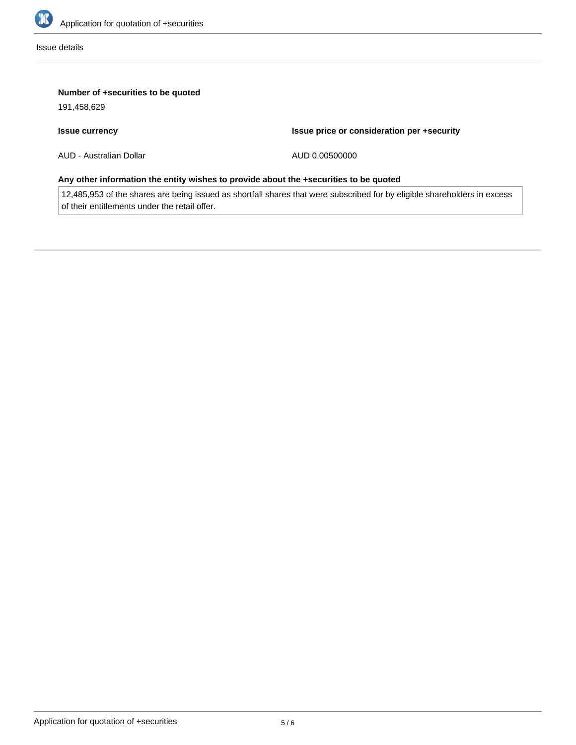Issue details

**Number of +securities to be quoted**

191,458,629

| Issue currency | Issue price or consideration per +security |
| --- | --- |
| AUD - Australian Dollar | AUD 0.00500000 |

**Any other information the entity wishes to provide about the +securities to be quoted**

12,485,953 of the shares are being issued as shortfall shares that were subscribed for by eligible shareholders in excess of their entitlements under the retail offer.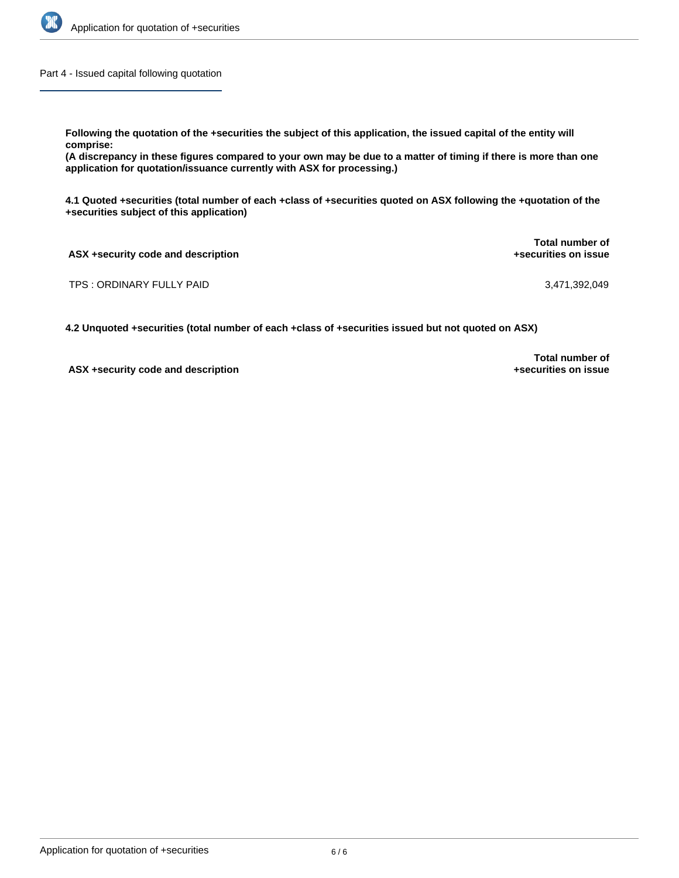## Part 4 - Issued capital following quotation

**Following the quotation of the +securities the subject of this application, the issued capital of the entity will comprise:**
**(A discrepancy in these figures compared to your own may be due to a matter of timing if there is more than one application for quotation/issuance currently with ASX for processing.)**

**4.1 Quoted +securities (total number of each +class of +securities quoted on ASX following the +quotation of the +securities subject of this application)**

| ASX +security code and description | Total number of +securities on issue |
|---|---|
| TPS : ORDINARY FULLY PAID | 3,471,392,049 |

**4.2 Unquoted +securities (total number of each +class of +securities issued but not quoted on ASX)**

| ASX +security code and description | Total number of +securities on issue |
|---|---|